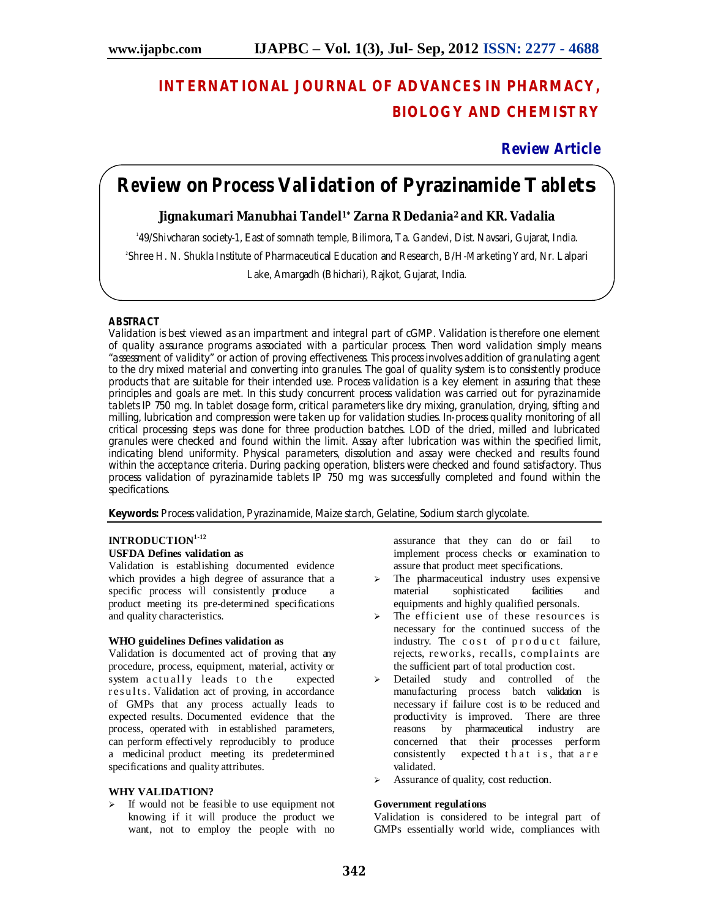# INTERNATIONAL JOURNAL OF ADVANCES IN PHARMACY, BIOLOGY AND CHEMISTRY

**Review Article**

# Review on Process Validation of Pyrazinamide Tablets

### Jignakumari Manubhai Tandel[1*] Zarna R Dedania[2] and KR. Vadalia

[1]49/Shivcharan society-1, East of somnath temple, Bilimora, Ta. Gandevi, Dist. Navsari, Gujarat, India.

[2]Shree H. N. Shukla Institute of Pharmaceutical Education and Research, B/H-Marketing Yard, Nr. Lalpari Lake, Amargadh (Bhichari), Rajkot, Gujarat, India.

## ABSTRACT

Validation is best viewed as an impartment and integral part of cGMP. Validation is therefore one element of quality assurance programs associated with a particular process. Then word validation simply means "assessment of validity" or action of proving effectiveness. This process involves addition of granulating agent to the dry mixed material and converting into granules. The goal of quality system is to consistently produce products that are suitable for their intended use. Process validation is a key element in assuring that these principles and goals are met. In this study concurrent process validation was carried out for pyrazinamide tablets IP 750 mg. In tablet dosage form, critical parameters like dry mixing, granulation, drying, sifting and milling, lubrication and compression were taken up for validation studies. In-process quality monitoring of all critical processing steps was done for three production batches. LOD of the dried, milled and lubricated granules were checked and found within the limit. Assay after lubrication was within the specified limit, indicating blend uniformity. Physical parameters, dissolution and assay were checked and results found within the acceptance criteria. During packing operation, blisters were checked and found satisfactory. Thus process validation of pyrazinamide tablets IP 750 mg was successfully completed and found within the specifications.

**Keywords:** Process validation, Pyrazinamide, Maize starch, Gelatine, Sodium starch glycolate.

## INTRODUCTION[1-12]

### USFDA Defines validation as

Validation is establishing documented evidence which provides a high degree of assurance that a specific process will consistently produce a product meeting its pre-determined specifications and quality characteristics.

### WHO guidelines Defines validation as

Validation is documented act of proving that any procedure, process, equipment, material, activity or system actually leads to the expected results. Validation act of proving, in accordance of GMPs that any process actually leads to expected results. Documented evidence that the process, operated with in established parameters, can perform effectively reproducibly to produce a medicinal product meeting its predetermined specifications and quality attributes.

### WHY VALIDATION?

- If would not be feasible to use equipment not knowing if it will produce the product we want, not to employ the people with no assurance that they can do or fail to implement process checks or examination to assure that product meet specifications.
- The pharmaceutical industry uses expensive material sophisticated facilities and equipments and highly qualified personals.
- The efficient use of these resources is necessary for the continued success of the industry. The cost of product failure, rejects, reworks, recalls, complaints are the sufficient part of total production cost.
- Detailed study and controlled of the manufacturing process batch validation is necessary if failure cost is to be reduced and productivity is improved. There are three reasons by pharmaceutical industry are concerned that their processes perform consistently expected that is, that are validated.
- Assurance of quality, cost reduction.

### Government regulations

Validation is considered to be integral part of GMPs essentially world wide, compliances with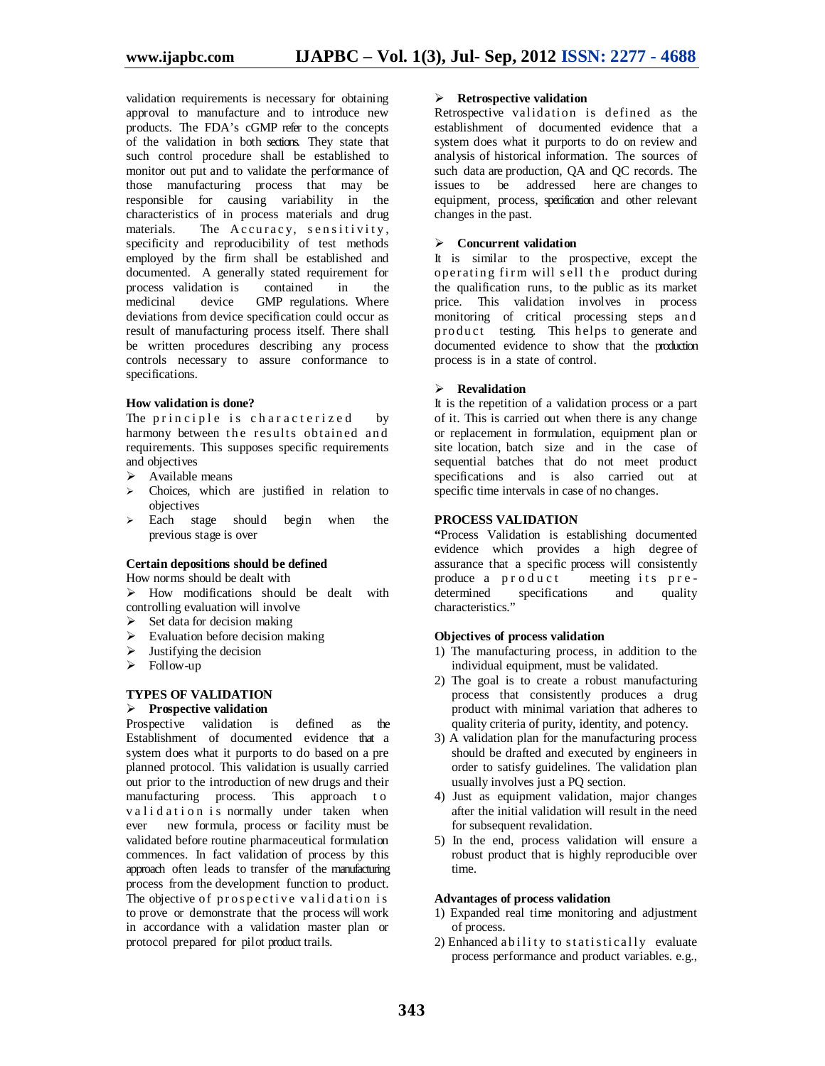validation requirements is necessary for obtaining approval to manufacture and to introduce new products. The FDA's cGMP refer to the concepts of the validation in both sections. They state that such control procedure shall be established to monitor out put and to validate the performance of those manufacturing process that may be responsible for causing variability in the characteristics of in process materials and drug materials. The Accuracy, sensitivity, specificity and reproducibility of test methods employed by the firm shall be established and documented. A generally stated requirement for process validation is contained in the medicinal device GMP regulations. Where deviations from device specification could occur as result of manufacturing process itself. There shall be written procedures describing any process controls necessary to assure conformance to specifications.

### How validation is done?

The principle is characterized by harmony between the results obtained and requirements. This supposes specific requirements and objectives

- Available means
- Choices, which are justified in relation to objectives
- Each stage should begin when the previous stage is over

### Certain depositions should be defined

How norms should be dealt with

- How modifications should be dealt with controlling evaluation will involve
- Set data for decision making
- Evaluation before decision making
- Justifying the decision
- Follow-up

## TYPES OF VALIDATION

- **Prospective validation**

Prospective validation is defined as the Establishment of documented evidence that a system does what it purports to do based on a pre planned protocol. This validation is usually carried out prior to the introduction of new drugs and their manufacturing process. This approach to validation is normally under taken when ever new formula, process or facility must be validated before routine pharmaceutical formulation commences. In fact validation of process by this approach often leads to transfer of the manufacturing process from the development function to product. The objective of prospective validation is to prove or demonstrate that the process will work in accordance with a validation master plan or protocol prepared for pilot product trails.

- **Retrospective validation**

Retrospective validation is defined as the establishment of documented evidence that a system does what it purports to do on review and analysis of historical information. The sources of such data are production, QA and QC records. The issues to be addressed here are changes to equipment, process, specification and other relevant changes in the past.

- **Concurrent validation**

It is similar to the prospective, except the operating firm will sell the product during the qualification runs, to the public as its market price. This validation involves in process monitoring of critical processing steps and product testing. This helps to generate and documented evidence to show that the production process is in a state of control.

- **Revalidation**

It is the repetition of a validation process or a part of it. This is carried out when there is any change or replacement in formulation, equipment plan or site location, batch size and in the case of sequential batches that do not meet product specifications and is also carried out at specific time intervals in case of no changes.

## PROCESS VALIDATION

**"**Process Validation is establishing documented evidence which provides a high degree of assurance that a specific process will consistently produce a product meeting its pre-determined specifications and quality characteristics."

### Objectives of process validation

1) The manufacturing process, in addition to the individual equipment, must be validated.
2) The goal is to create a robust manufacturing process that consistently produces a drug product with minimal variation that adheres to quality criteria of purity, identity, and potency.
3) A validation plan for the manufacturing process should be drafted and executed by engineers in order to satisfy guidelines. The validation plan usually involves just a PQ section.
4) Just as equipment validation, major changes after the initial validation will result in the need for subsequent revalidation.
5) In the end, process validation will ensure a robust product that is highly reproducible over time.

### Advantages of process validation

1) Expanded real time monitoring and adjustment of process.
2) Enhanced ability to statistically evaluate process performance and product variables. e.g.,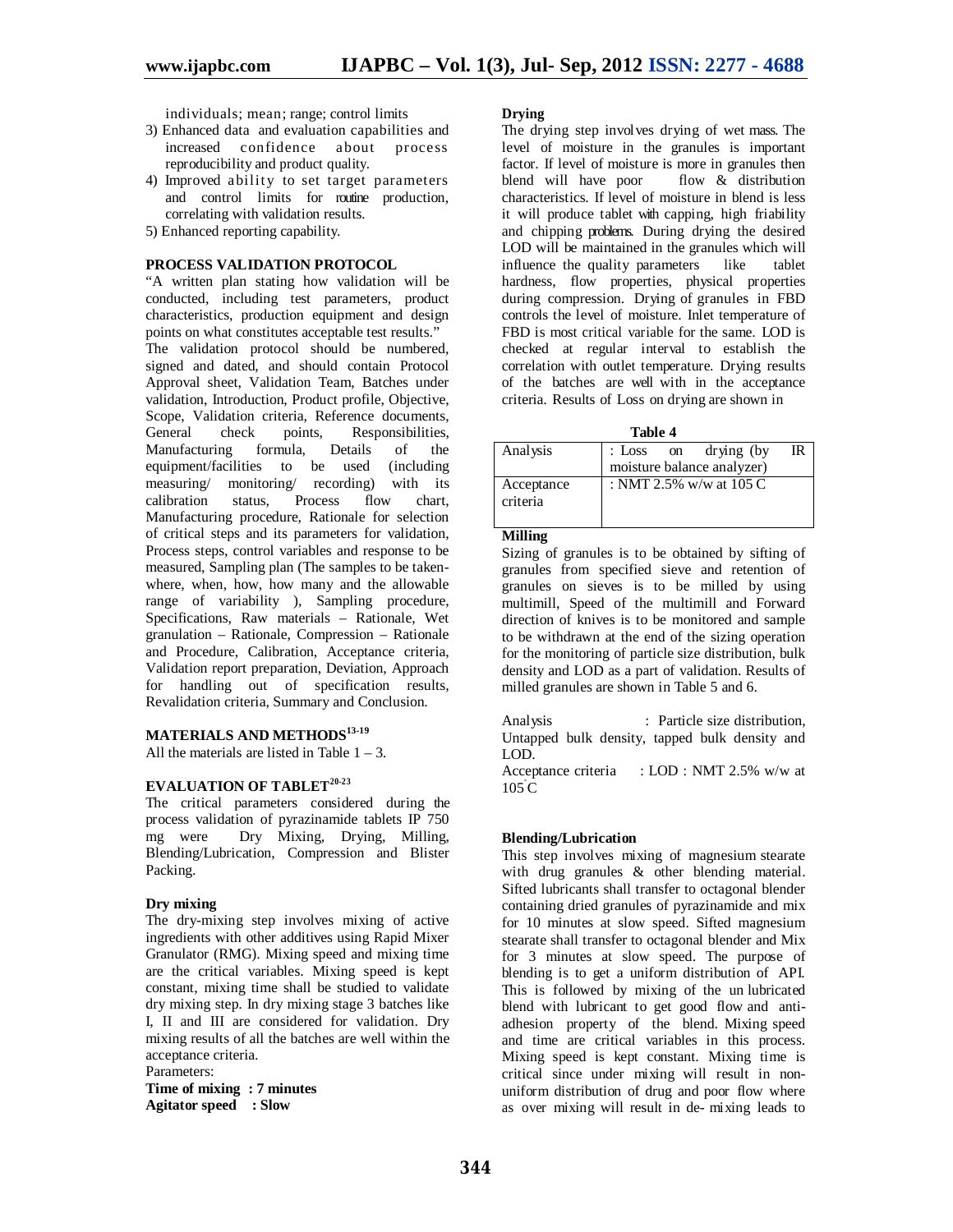individuals; mean; range; control limits

3) Enhanced data and evaluation capabilities and increased confidence about process reproducibility and product quality.
4) Improved ability to set target parameters and control limits for routine production, correlating with validation results.
5) Enhanced reporting capability.

## PROCESS VALIDATION PROTOCOL

"A written plan stating how validation will be conducted, including test parameters, product characteristics, production equipment and design points on what constitutes acceptable test results."

The validation protocol should be numbered, signed and dated, and should contain Protocol Approval sheet, Validation Team, Batches under validation, Introduction, Product profile, Objective, Scope, Validation criteria, Reference documents, General check points, Responsibilities, Manufacturing formula, Details of the equipment/facilities to be used (including measuring/ monitoring/ recording) with its calibration status, Process flow chart, Manufacturing procedure, Rationale for selection of critical steps and its parameters for validation, Process steps, control variables and response to be measured, Sampling plan (The samples to be taken- where, when, how, how many and the allowable range of variability ), Sampling procedure, Specifications, Raw materials – Rationale, Wet granulation – Rationale, Compression – Rationale and Procedure, Calibration, Acceptance criteria, Validation report preparation, Deviation, Approach for handling out of specification results, Revalidation criteria, Summary and Conclusion.

## MATERIALS AND METHODS[13-19]

All the materials are listed in Table 1 – 3.

## EVALUATION OF TABLET[20-23]

The critical parameters considered during the process validation of pyrazinamide tablets IP 750 mg were Dry Mixing, Drying, Milling, Blending/Lubrication, Compression and Blister Packing.

### Dry mixing

The dry-mixing step involves mixing of active ingredients with other additives using Rapid Mixer Granulator (RMG). Mixing speed and mixing time are the critical variables. Mixing speed is kept constant, mixing time shall be studied to validate dry mixing step. In dry mixing stage 3 batches like I, II and III are considered for validation. Dry mixing results of all the batches are well within the acceptance criteria.

Parameters:

**Time of mixing : 7 minutes**
**Agitator speed : Slow**

### Drying

The drying step involves drying of wet mass. The level of moisture in the granules is important factor. If level of moisture is more in granules then blend will have poor flow & distribution characteristics. If level of moisture in blend is less it will produce tablet with capping, high friability and chipping problems. During drying the desired LOD will be maintained in the granules which will influence the quality parameters like tablet hardness, flow properties, physical properties during compression. Drying of granules in FBD controls the level of moisture. Inlet temperature of FBD is most critical variable for the same. LOD is checked at regular interval to establish the correlation with outlet temperature. Drying results of the batches are well with in the acceptance criteria. Results of Loss on drying are shown in

**Table 4**

| Analysis | : Loss on drying (by IR moisture balance analyzer) |
|---|---|
| Acceptance criteria | : NMT 2.5% w/w at 105 C |

### Milling

Sizing of granules is to be obtained by sifting of granules from specified sieve and retention of granules on sieves is to be milled by using multimill, Speed of the multimill and Forward direction of knives is to be monitored and sample to be withdrawn at the end of the sizing operation for the monitoring of particle size distribution, bulk density and LOD as a part of validation. Results of milled granules are shown in Table 5 and 6.

Analysis : Particle size distribution, Untapped bulk density, tapped bulk density and LOD.

Acceptance criteria : LOD : NMT 2.5% w/w at 105°C

### Blending/Lubrication

This step involves mixing of magnesium stearate with drug granules & other blending material. Sifted lubricants shall transfer to octagonal blender containing dried granules of pyrazinamide and mix for 10 minutes at slow speed. Sifted magnesium stearate shall transfer to octagonal blender and Mix for 3 minutes at slow speed. The purpose of blending is to get a uniform distribution of API. This is followed by mixing of the un lubricated blend with lubricant to get good flow and anti-adhesion property of the blend. Mixing speed and time are critical variables in this process. Mixing speed is kept constant. Mixing time is critical since under mixing will result in non-uniform distribution of drug and poor flow where as over mixing will result in de- mixing leads to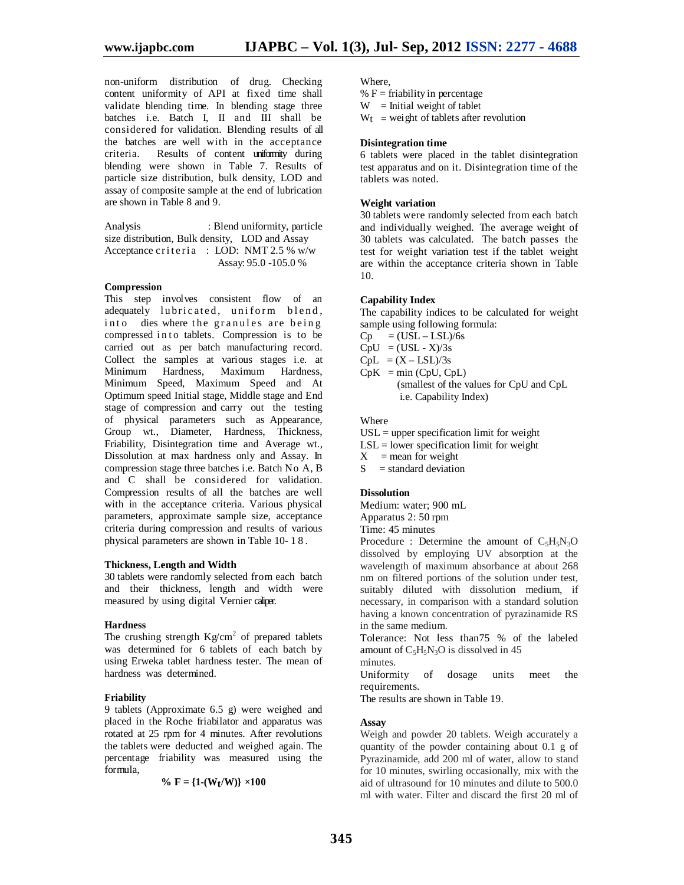non-uniform distribution of drug. Checking content uniformity of API at fixed time shall validate blending time. In blending stage three batches i.e. Batch I, II and III shall be considered for validation. Blending results of all the batches are well with in the acceptance criteria. Results of content uniformity during blending were shown in Table 7. Results of particle size distribution, bulk density, LOD and assay of composite sample at the end of lubrication are shown in Table 8 and 9.

Analysis : Blend uniformity, particle size distribution, Bulk density, LOD and Assay
Acceptance criteria : LOD: NMT 2.5 % w/w
Assay: 95.0 -105.0 %

### Compression

This step involves consistent flow of an adequately lubricated, uniform blend, into dies where the granules are being compressed into tablets. Compression is to be carried out as per batch manufacturing record. Collect the samples at various stages i.e. at Minimum Hardness, Maximum Hardness, Minimum Speed, Maximum Speed and At Optimum speed Initial stage, Middle stage and End stage of compression and carry out the testing of physical parameters such as Appearance, Group wt., Diameter, Hardness, Thickness, Friability, Disintegration time and Average wt., Dissolution at max hardness only and Assay. In compression stage three batches i.e. Batch No A, B and C shall be considered for validation. Compression results of all the batches are well with in the acceptance criteria. Various physical parameters, approximate sample size, acceptance criteria during compression and results of various physical parameters are shown in Table 10- 18.

### Thickness, Length and Width

30 tablets were randomly selected from each batch and their thickness, length and width were measured by using digital Vernier caliper.

### Hardness

The crushing strength $Kg/cm^2$ of prepared tablets was determined for 6 tablets of each batch by using Erweka tablet hardness tester. The mean of hardness was determined.

### Friability

9 tablets (Approximate 6.5 g) were weighed and placed in the Roche friabilator and apparatus was rotated at 25 rpm for 4 minutes. After revolutions the tablets were deducted and weighed again. The percentage friability was measured using the formula,

$$\% F = \{1-(W_t/W)\} \times 100$$

Where,
% F = friability in percentage
W = Initial weight of tablet
$W_t$ = weight of tablets after revolution

### Disintegration time

6 tablets were placed in the tablet disintegration test apparatus and on it. Disintegration time of the tablets was noted.

### Weight variation

30 tablets were randomly selected from each batch and individually weighed. The average weight of 30 tablets was calculated. The batch passes the test for weight variation test if the tablet weight are within the acceptance criteria shown in Table 10.

### Capability Index

The capability indices to be calculated for weight sample using following formula:

$Cp = (USL – LSL)/6s$
$CpU = (USL - X)/3s$
$CpL = (X – LSL)/3s$
$CpK = \min (CpU, CpL)$
(smallest of the values for CpU and CpL i.e. Capability Index)

Where
USL = upper specification limit for weight
LSL = lower specification limit for weight
X = mean for weight
S = standard deviation

### Dissolution

Medium: water; 900 mL
Apparatus 2: 50 rpm
Time: 45 minutes
Procedure : Determine the amount of $C_5H_5N_3O$ dissolved by employing UV absorption at the wavelength of maximum absorbance at about 268 nm on filtered portions of the solution under test, suitably diluted with dissolution medium, if necessary, in comparison with a standard solution having a known concentration of pyrazinamide RS in the same medium.
Tolerance: Not less than75 % of the labeled amount of $C_5H_5N_3O$ is dissolved in 45 minutes.
Uniformity of dosage units meet the requirements.
The results are shown in Table 19.

### Assay

Weigh and powder 20 tablets. Weigh accurately a quantity of the powder containing about 0.1 g of Pyrazinamide, add 200 ml of water, allow to stand for 10 minutes, swirling occasionally, mix with the aid of ultrasound for 10 minutes and dilute to 500.0 ml with water. Filter and discard the first 20 ml of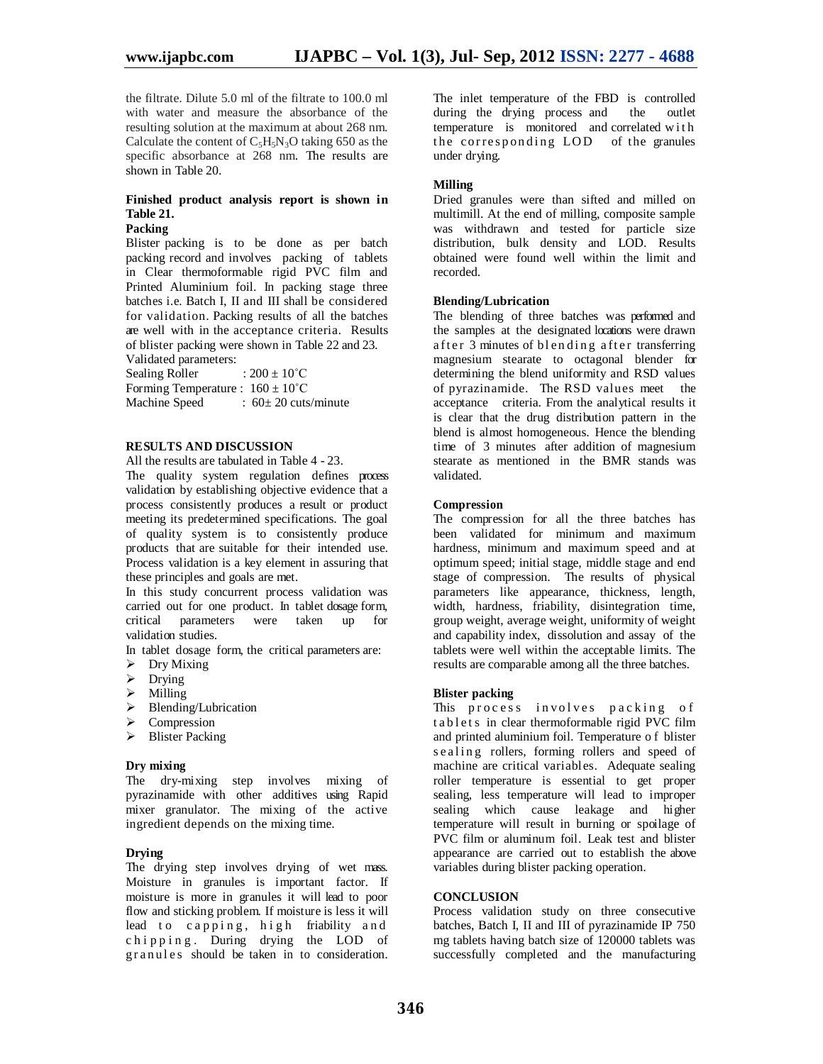the filtrate. Dilute 5.0 ml of the filtrate to 100.0 ml with water and measure the absorbance of the resulting solution at the maximum at about 268 nm. Calculate the content of $C_5H_5N_3O$ taking 650 as the specific absorbance at 268 nm. The results are shown in Table 20.

**Finished product analysis report is shown in Table 21.**

**Packing**

Blister packing is to be done as per batch packing record and involves packing of tablets in Clear thermoformable rigid PVC film and Printed Aluminium foil. In packing stage three batches i.e. Batch I, II and III shall be considered for validation. Packing results of all the batches are well with in the acceptance criteria. Results of blister packing were shown in Table 22 and 23.

Validated parameters:

Sealing Roller : 200 ± 10˚C

Forming Temperature : 160 ± 10˚C

Machine Speed : 60± 20 cuts/minute

## RESULTS AND DISCUSSION

All the results are tabulated in Table 4 - 23.

The quality system regulation defines process validation by establishing objective evidence that a process consistently produces a result or product meeting its predetermined specifications. The goal of quality system is to consistently produce products that are suitable for their intended use. Process validation is a key element in assuring that these principles and goals are met.

In this study concurrent process validation was carried out for one product. In tablet dosage form, critical parameters were taken up for validation studies.

In tablet dosage form, the critical parameters are:

- Dry Mixing
- Drying
- Milling
- Blending/Lubrication
- Compression
- Blister Packing

### Dry mixing

The dry-mixing step involves mixing of pyrazinamide with other additives using Rapid mixer granulator. The mixing of the active ingredient depends on the mixing time.

### Drying

The drying step involves drying of wet mass. Moisture in granules is important factor. If moisture is more in granules it will lead to poor flow and sticking problem. If moisture is less it will lead to capping, high friability and chipping. During drying the LOD of granules should be taken in to consideration. The inlet temperature of the FBD is controlled during the drying process and the outlet temperature is monitored and correlated with the corresponding LOD of the granules under drying.

### Milling

Dried granules were than sifted and milled on multimill. At the end of milling, composite sample was withdrawn and tested for particle size distribution, bulk density and LOD. Results obtained were found well within the limit and recorded.

### Blending/Lubrication

The blending of three batches was performed and the samples at the designated locations were drawn after 3 minutes of blending after transferring magnesium stearate to octagonal blender for determining the blend uniformity and RSD values of pyrazinamide. The RSD values meet the acceptance criteria. From the analytical results it is clear that the drug distribution pattern in the blend is almost homogeneous. Hence the blending time of 3 minutes after addition of magnesium stearate as mentioned in the BMR stands was validated.

### Compression

The compression for all the three batches has been validated for minimum and maximum hardness, minimum and maximum speed and at optimum speed; initial stage, middle stage and end stage of compression. The results of physical parameters like appearance, thickness, length, width, hardness, friability, disintegration time, group weight, average weight, uniformity of weight and capability index, dissolution and assay of the tablets were well within the acceptable limits. The results are comparable among all the three batches.

### Blister packing

This process involves packing of tablets in clear thermoformable rigid PVC film and printed aluminium foil. Temperature of blister sealing rollers, forming rollers and speed of machine are critical variables. Adequate sealing roller temperature is essential to get proper sealing, less temperature will lead to improper sealing which cause leakage and higher temperature will result in burning or spoilage of PVC film or aluminum foil. Leak test and blister appearance are carried out to establish the above variables during blister packing operation.

## CONCLUSION

Process validation study on three consecutive batches, Batch I, II and III of pyrazinamide IP 750 mg tablets having batch size of 120000 tablets was successfully completed and the manufacturing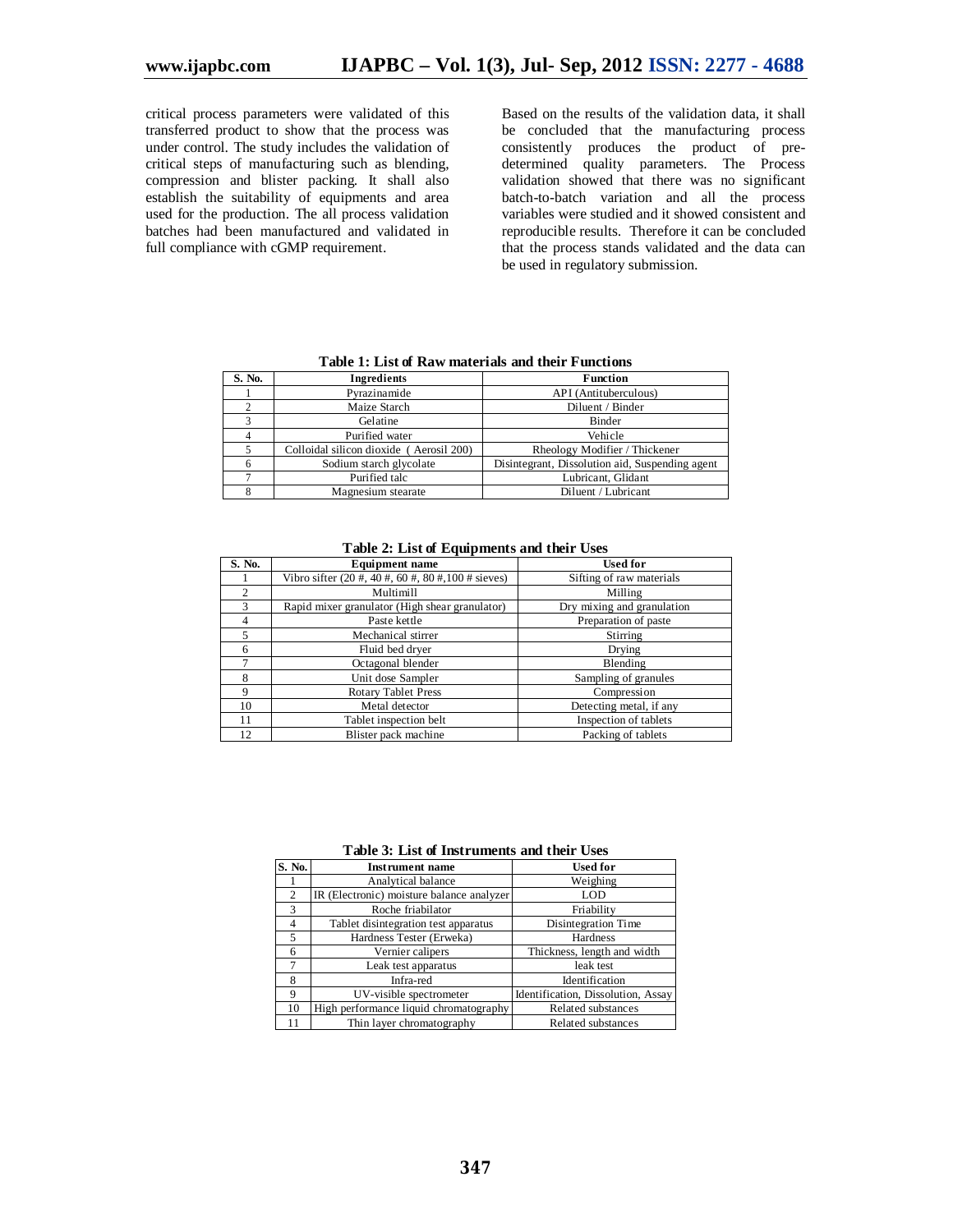critical process parameters were validated of this transferred product to show that the process was under control. The study includes the validation of critical steps of manufacturing such as blending, compression and blister packing. It shall also establish the suitability of equipments and area used for the production. The all process validation batches had been manufactured and validated in full compliance with cGMP requirement.

Based on the results of the validation data, it shall be concluded that the manufacturing process consistently produces the product of pre-determined quality parameters. The Process validation showed that there was no significant batch-to-batch variation and all the process variables were studied and it showed consistent and reproducible results. Therefore it can be concluded that the process stands validated and the data can be used in regulatory submission.

**Table 1: List of Raw materials and their Functions**

| S. No. | Ingredients | Function |
|---|---|---|
| 1 | Pyrazinamide | API (Antituberculous) |
| 2 | Maize Starch | Diluent / Binder |
| 3 | Gelatine | Binder |
| 4 | Purified water | Vehicle |
| 5 | Colloidal silicon dioxide ( Aerosil 200) | Rheology Modifier / Thickener |
| 6 | Sodium starch glycolate | Disintegrant, Dissolution aid, Suspending agent |
| 7 | Purified talc | Lubricant, Glidant |
| 8 | Magnesium stearate | Diluent / Lubricant |

**Table 2: List of Equipments and their Uses**

| S. No. | Equipment name | Used for |
|---|---|---|
| 1 | Vibro sifter (20 #, 40 #, 60 #, 80 #,100 # sieves) | Sifting of raw materials |
| 2 | Multimill | Milling |
| 3 | Rapid mixer granulator (High shear granulator) | Dry mixing and granulation |
| 4 | Paste kettle | Preparation of paste |
| 5 | Mechanical stirrer | Stirring |
| 6 | Fluid bed dryer | Drying |
| 7 | Octagonal blender | Blending |
| 8 | Unit dose Sampler | Sampling of granules |
| 9 | Rotary Tablet Press | Compression |
| 10 | Metal detector | Detecting metal, if any |
| 11 | Tablet inspection belt | Inspection of tablets |
| 12 | Blister pack machine | Packing of tablets |

**Table 3: List of Instruments and their Uses**

| S. No. | Instrument name | Used for |
|---|---|---|
| 1 | Analytical balance | Weighing |
| 2 | IR (Electronic) moisture balance analyzer | LOD |
| 3 | Roche friabilator | Friability |
| 4 | Tablet disintegration test apparatus | Disintegration Time |
| 5 | Hardness Tester (Erweka) | Hardness |
| 6 | Vernier calipers | Thickness, length and width |
| 7 | Leak test apparatus | leak test |
| 8 | Infra-red | Identification |
| 9 | UV-visible spectrometer | Identification, Dissolution, Assay |
| 10 | High performance liquid chromatography | Related substances |
| 11 | Thin layer chromatography | Related substances |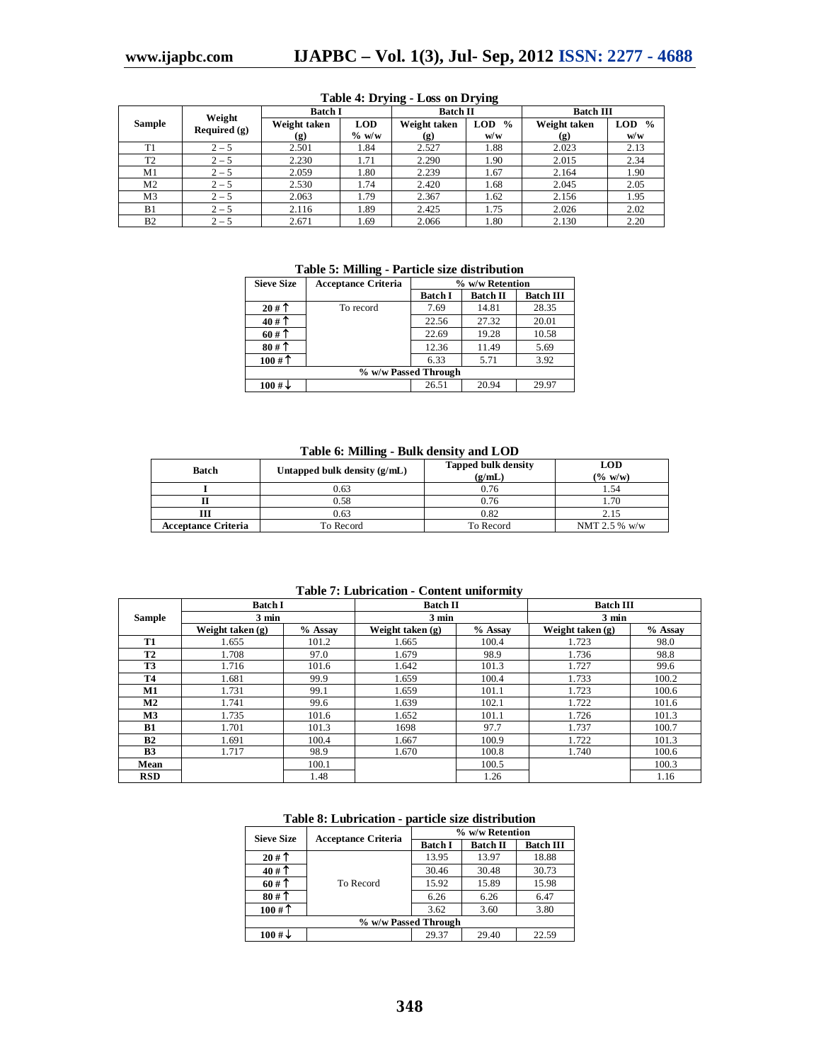**Table 4: Drying - Loss on Drying**

| Sample | Weight Required (g) | Batch I | | Batch II | | Batch III | |
|---|---|---|---|---|---|---|---|
| | | Weight taken (g) | LOD % w/w | Weight taken (g) | LOD % w/w | Weight taken (g) | LOD % w/w |
| T1 | 2 – 5 | 2.501 | 1.84 | 2.527 | 1.88 | 2.023 | 2.13 |
| T2 | 2 – 5 | 2.230 | 1.71 | 2.290 | 1.90 | 2.015 | 2.34 |
| M1 | 2 – 5 | 2.059 | 1.80 | 2.239 | 1.67 | 2.164 | 1.90 |
| M2 | 2 – 5 | 2.530 | 1.74 | 2.420 | 1.68 | 2.045 | 2.05 |
| M3 | 2 – 5 | 2.063 | 1.79 | 2.367 | 1.62 | 2.156 | 1.95 |
| B1 | 2 – 5 | 2.116 | 1.89 | 2.425 | 1.75 | 2.026 | 2.02 |
| B2 | 2 – 5 | 2.671 | 1.69 | 2.066 | 1.80 | 2.130 | 2.20 |

**Table 5: Milling - Particle size distribution**

| Sieve Size | Acceptance Criteria | % w/w Retention | | |
|---|---|---|---|---|
| | | Batch I | Batch II | Batch III |
| 20 # ↑ | To record | 7.69 | 14.81 | 28.35 |
| 40 # ↑ | | 22.56 | 27.32 | 20.01 |
| 60 # ↑ | | 22.69 | 19.28 | 10.58 |
| 80 # ↑ | | 12.36 | 11.49 | 5.69 |
| 100 # ↑ | | 6.33 | 5.71 | 3.92 |
| % w/w Passed Through | | | | |
| 100 # ↓ | | 26.51 | 20.94 | 29.97 |

**Table 6: Milling - Bulk density and LOD**

| Batch | Untapped bulk density (g/mL) | Tapped bulk density (g/mL) | LOD (% w/w) |
|---|---|---|---|
| I | 0.63 | 0.76 | 1.54 |
| II | 0.58 | 0.76 | 1.70 |
| III | 0.63 | 0.82 | 2.15 |
| Acceptance Criteria | To Record | To Record | NMT 2.5 % w/w |

**Table 7: Lubrication - Content uniformity**

| Sample | Batch I 3 min | | Batch II 3 min | | Batch III 3 min | |
|---|---|---|---|---|---|---|
| | Weight taken (g) | % Assay | Weight taken (g) | % Assay | Weight taken (g) | % Assay |
| T1 | 1.655 | 101.2 | 1.665 | 100.4 | 1.723 | 98.0 |
| T2 | 1.708 | 97.0 | 1.679 | 98.9 | 1.736 | 98.8 |
| T3 | 1.716 | 101.6 | 1.642 | 101.3 | 1.727 | 99.6 |
| T4 | 1.681 | 99.9 | 1.659 | 100.4 | 1.733 | 100.2 |
| M1 | 1.731 | 99.1 | 1.659 | 101.1 | 1.723 | 100.6 |
| M2 | 1.741 | 99.6 | 1.639 | 102.1 | 1.722 | 101.6 |
| M3 | 1.735 | 101.6 | 1.652 | 101.1 | 1.726 | 101.3 |
| B1 | 1.701 | 101.3 | 1698 | 97.7 | 1.737 | 100.7 |
| B2 | 1.691 | 100.4 | 1.667 | 100.9 | 1.722 | 101.3 |
| B3 | 1.717 | 98.9 | 1.670 | 100.8 | 1.740 | 100.6 |
| Mean | | 100.1 | | 100.5 | | 100.3 |
| RSD | | 1.48 | | 1.26 | | 1.16 |

**Table 8: Lubrication - particle size distribution**

| Sieve Size | Acceptance Criteria | % w/w Retention | | |
|---|---|---|---|---|
| | | Batch I | Batch II | Batch III |
| 20 # ↑ | To Record | 13.95 | 13.97 | 18.88 |
| 40 # ↑ | | 30.46 | 30.48 | 30.73 |
| 60 # ↑ | | 15.92 | 15.89 | 15.98 |
| 80 # ↑ | | 6.26 | 6.26 | 6.47 |
| 100 # ↑ | | 3.62 | 3.60 | 3.80 |
| % w/w Passed Through | | | | |
| 100 # ↓ | | 29.37 | 29.40 | 22.59 |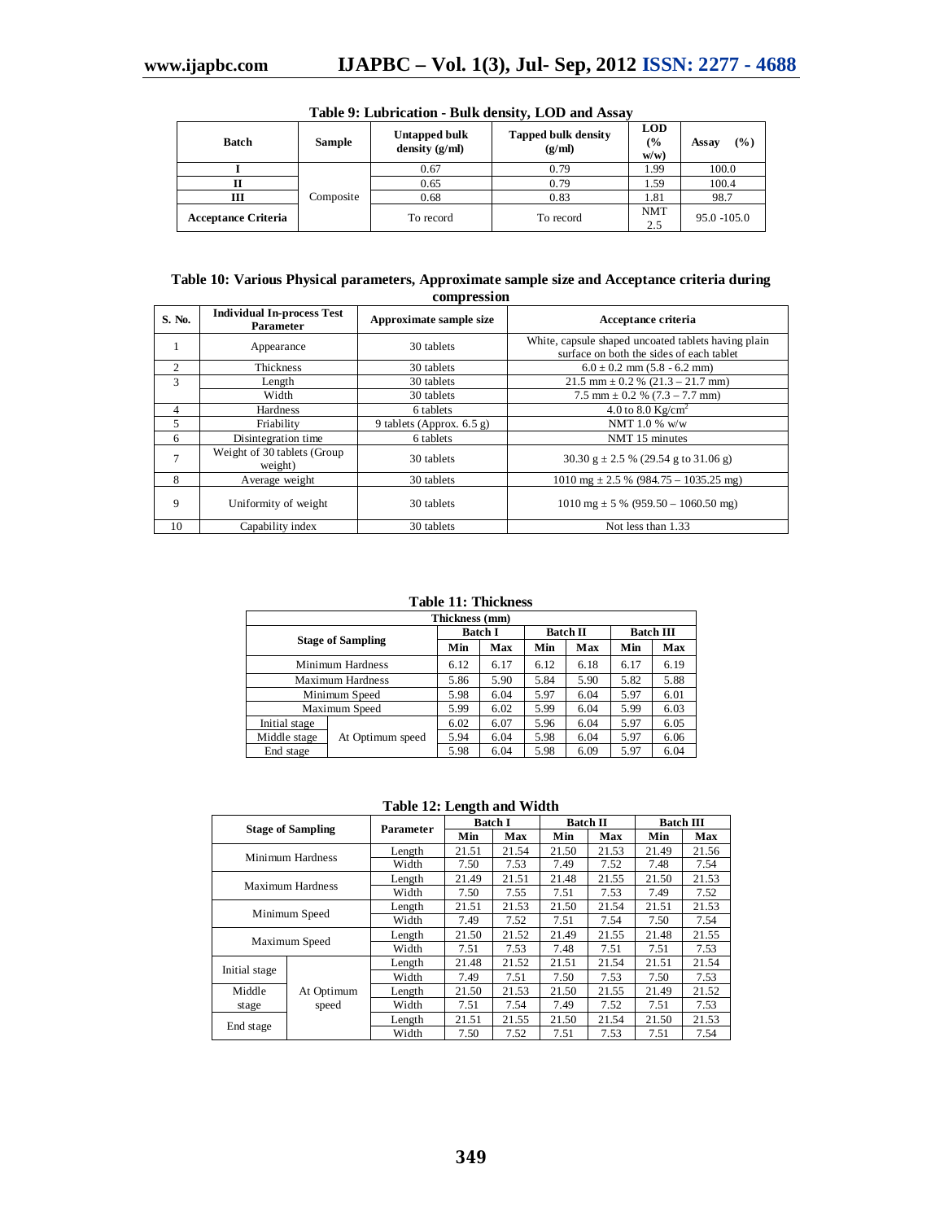**Table 9: Lubrication - Bulk density, LOD and Assay**

| Batch | Sample | Untapped bulk density (g/ml) | Tapped bulk density (g/ml) | LOD (% w/w) | Assay (%) |
|---|---|---|---|---|---|
| I | Composite | 0.67 | 0.79 | 1.99 | 100.0 |
| II | | 0.65 | 0.79 | 1.59 | 100.4 |
| III | | 0.68 | 0.83 | 1.81 | 98.7 |
| Acceptance Criteria | | To record | To record | NMT 2.5 | 95.0 -105.0 |

**Table 10: Various Physical parameters, Approximate sample size and Acceptance criteria during compression**

| S. No. | Individual In-process Test Parameter | Approximate sample size | Acceptance criteria |
|---|---|---|---|
| 1 | Appearance | 30 tablets | White, capsule shaped uncoated tablets having plain surface on both the sides of each tablet |
| 2 | Thickness | 30 tablets | 6.0 ± 0.2 mm (5.8 - 6.2 mm) |
| 3 | Length | 30 tablets | 21.5 mm ± 0.2 % (21.3 – 21.7 mm) |
| | Width | 30 tablets | 7.5 mm ± 0.2 % (7.3 – 7.7 mm) |
| 4 | Hardness | 6 tablets | 4.0 to 8.0 Kg/cm$^2$ |
| 5 | Friability | 9 tablets (Approx. 6.5 g) | NMT 1.0 % w/w |
| 6 | Disintegration time | 6 tablets | NMT 15 minutes |
| 7 | Weight of 30 tablets (Group weight) | 30 tablets | 30.30 g ± 2.5 % (29.54 g to 31.06 g) |
| 8 | Average weight | 30 tablets | 1010 mg ± 2.5 % (984.75 – 1035.25 mg) |
| 9 | Uniformity of weight | 30 tablets | 1010 mg ± 5 % (959.50 – 1060.50 mg) |
| 10 | Capability index | 30 tablets | Not less than 1.33 |

**Table 11: Thickness**

| Stage of Sampling | | Thickness (mm) | | | | | |
|---|---|---|---|---|---|---|---|
| | | Batch I | | Batch II | | Batch III | |
| | | Min | Max | Min | Max | Min | Max |
| Minimum Hardness | | 6.12 | 6.17 | 6.12 | 6.18 | 6.17 | 6.19 |
| Maximum Hardness | | 5.86 | 5.90 | 5.84 | 5.90 | 5.82 | 5.88 |
| Minimum Speed | | 5.98 | 6.04 | 5.97 | 6.04 | 5.97 | 6.01 |
| Maximum Speed | | 5.99 | 6.02 | 5.99 | 6.04 | 5.99 | 6.03 |
| Initial stage | At Optimum speed | 6.02 | 6.07 | 5.96 | 6.04 | 5.97 | 6.05 |
| Middle stage | | 5.94 | 6.04 | 5.98 | 6.04 | 5.97 | 6.06 |
| End stage | | 5.98 | 6.04 | 5.98 | 6.09 | 5.97 | 6.04 |

**Table 12: Length and Width**

| Stage of Sampling | | Parameter | Batch I | | Batch II | | Batch III | |
|---|---|---|---|---|---|---|---|---|
| | | | Min | Max | Min | Max | Min | Max |
| Minimum Hardness | | Length | 21.51 | 21.54 | 21.50 | 21.53 | 21.49 | 21.56 |
| | | Width | 7.50 | 7.53 | 7.49 | 7.52 | 7.48 | 7.54 |
| Maximum Hardness | | Length | 21.49 | 21.51 | 21.48 | 21.55 | 21.50 | 21.53 |
| | | Width | 7.50 | 7.55 | 7.51 | 7.53 | 7.49 | 7.52 |
| Minimum Speed | | Length | 21.51 | 21.53 | 21.50 | 21.54 | 21.51 | 21.53 |
| | | Width | 7.49 | 7.52 | 7.51 | 7.54 | 7.50 | 7.54 |
| Maximum Speed | | Length | 21.50 | 21.52 | 21.49 | 21.55 | 21.48 | 21.55 |
| | | Width | 7.51 | 7.53 | 7.48 | 7.51 | 7.51 | 7.53 |
| Initial stage | At Optimum speed | Length | 21.48 | 21.52 | 21.51 | 21.54 | 21.51 | 21.54 |
| | | Width | 7.49 | 7.51 | 7.50 | 7.53 | 7.50 | 7.53 |
| Middle stage | | Length | 21.50 | 21.53 | 21.50 | 21.55 | 21.49 | 21.52 |
| | | Width | 7.51 | 7.54 | 7.49 | 7.52 | 7.51 | 7.53 |
| End stage | | Length | 21.51 | 21.55 | 21.50 | 21.54 | 21.50 | 21.53 |
| | | Width | 7.50 | 7.52 | 7.51 | 7.53 | 7.51 | 7.54 |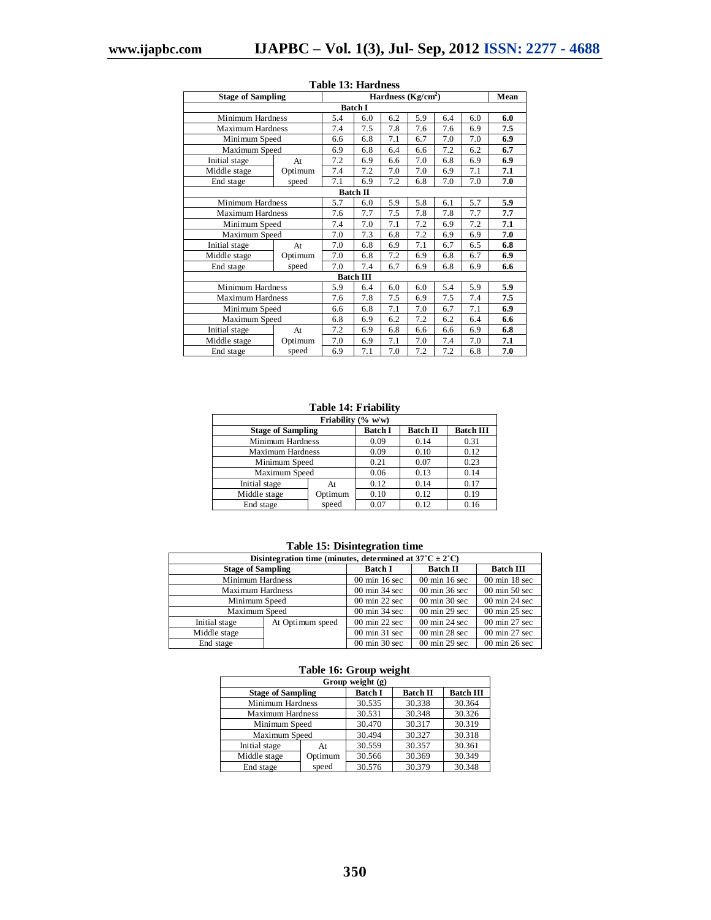**Table 13: Hardness**

| Stage of Sampling | | Hardness ($Kg/cm^2$) | | | | | | Mean |
|---|---|---|---|---|---|---|---|---|
| **Batch I** | | | | | | | | |
| Minimum Hardness | | 5.4 | 6.0 | 6.2 | 5.9 | 6.4 | 6.0 | **6.0** |
| Maximum Hardness | | 7.4 | 7.5 | 7.8 | 7.6 | 7.6 | 6.9 | **7.5** |
| Minimum Speed | | 6.6 | 6.8 | 7.1 | 6.7 | 7.0 | 7.0 | **6.9** |
| Maximum Speed | | 6.9 | 6.8 | 6.4 | 6.6 | 7.2 | 6.2 | **6.7** |
| Initial stage | At | 7.2 | 6.9 | 6.6 | 7.0 | 6.8 | 6.9 | **6.9** |
| Middle stage | Optimum | 7.4 | 7.2 | 7.0 | 7.0 | 6.9 | 7.1 | **7.1** |
| End stage | speed | 7.1 | 6.9 | 7.2 | 6.8 | 7.0 | 7.0 | **7.0** |
| **Batch II** | | | | | | | | |
| Minimum Hardness | | 5.7 | 6.0 | 5.9 | 5.8 | 6.1 | 5.7 | **5.9** |
| Maximum Hardness | | 7.6 | 7.7 | 7.5 | 7.8 | 7.8 | 7.7 | **7.7** |
| Minimum Speed | | 7.4 | 7.0 | 7.1 | 7.2 | 6.9 | 7.2 | **7.1** |
| Maximum Speed | | 7.0 | 7.3 | 6.8 | 7.2 | 6.9 | 6.9 | **7.0** |
| Initial stage | At | 7.0 | 6.8 | 6.9 | 7.1 | 6.7 | 6.5 | **6.8** |
| Middle stage | Optimum | 7.0 | 6.8 | 7.2 | 6.9 | 6.8 | 6.7 | **6.9** |
| End stage | speed | 7.0 | 7.4 | 6.7 | 6.9 | 6.8 | 6.9 | **6.6** |
| **Batch III** | | | | | | | | |
| Minimum Hardness | | 5.9 | 6.4 | 6.0 | 6.0 | 5.4 | 5.9 | **5.9** |
| Maximum Hardness | | 7.6 | 7.8 | 7.5 | 6.9 | 7.5 | 7.4 | **7.5** |
| Minimum Speed | | 6.6 | 6.8 | 7.1 | 7.0 | 6.7 | 7.1 | **6.9** |
| Maximum Speed | | 6.8 | 6.9 | 6.2 | 7.2 | 6.2 | 6.4 | **6.6** |
| Initial stage | At | 7.2 | 6.9 | 6.8 | 6.6 | 6.6 | 6.9 | **6.8** |
| Middle stage | Optimum | 7.0 | 6.9 | 7.1 | 7.0 | 7.4 | 7.0 | **7.1** |
| End stage | speed | 6.9 | 7.1 | 7.0 | 7.2 | 7.2 | 6.8 | **7.0** |

**Table 14: Friability**

| Friability (% w/w) | | | | |
|---|---|---|---|---|
| **Stage of Sampling** | | **Batch I** | **Batch II** | **Batch III** |
| Minimum Hardness | | 0.09 | 0.14 | 0.31 |
| Maximum Hardness | | 0.09 | 0.10 | 0.12 |
| Minimum Speed | | 0.21 | 0.07 | 0.23 |
| Maximum Speed | | 0.06 | 0.13 | 0.14 |
| Initial stage | At | 0.12 | 0.14 | 0.17 |
| Middle stage | Optimum | 0.10 | 0.12 | 0.19 |
| End stage | speed | 0.07 | 0.12 | 0.16 |

**Table 15: Disintegration time**

| Disintegration time (minutes, determined at 37˚C ± 2˚C) | | | | |
|---|---|---|---|---|
| **Stage of Sampling** | | **Batch I** | **Batch II** | **Batch III** |
| Minimum Hardness | | 00 min 16 sec | 00 min 16 sec | 00 min 18 sec |
| Maximum Hardness | | 00 min 34 sec | 00 min 36 sec | 00 min 50 sec |
| Minimum Speed | | 00 min 22 sec | 00 min 30 sec | 00 min 24 sec |
| Maximum Speed | | 00 min 34 sec | 00 min 29 sec | 00 min 25 sec |
| Initial stage | At Optimum speed | 00 min 22 sec | 00 min 24 sec | 00 min 27 sec |
| Middle stage | | 00 min 31 sec | 00 min 28 sec | 00 min 27 sec |
| End stage | | 00 min 30 sec | 00 min 29 sec | 00 min 26 sec |

**Table 16: Group weight**

| Group weight (g) | | | | |
|---|---|---|---|---|
| **Stage of Sampling** | | **Batch I** | **Batch II** | **Batch III** |
| Minimum Hardness | | 30.535 | 30.338 | 30.364 |
| Maximum Hardness | | 30.531 | 30.348 | 30.326 |
| Minimum Speed | | 30.470 | 30.317 | 30.319 |
| Maximum Speed | | 30.494 | 30.327 | 30.318 |
| Initial stage | At | 30.559 | 30.357 | 30.361 |
| Middle stage | Optimum | 30.566 | 30.369 | 30.349 |
| End stage | speed | 30.576 | 30.379 | 30.348 |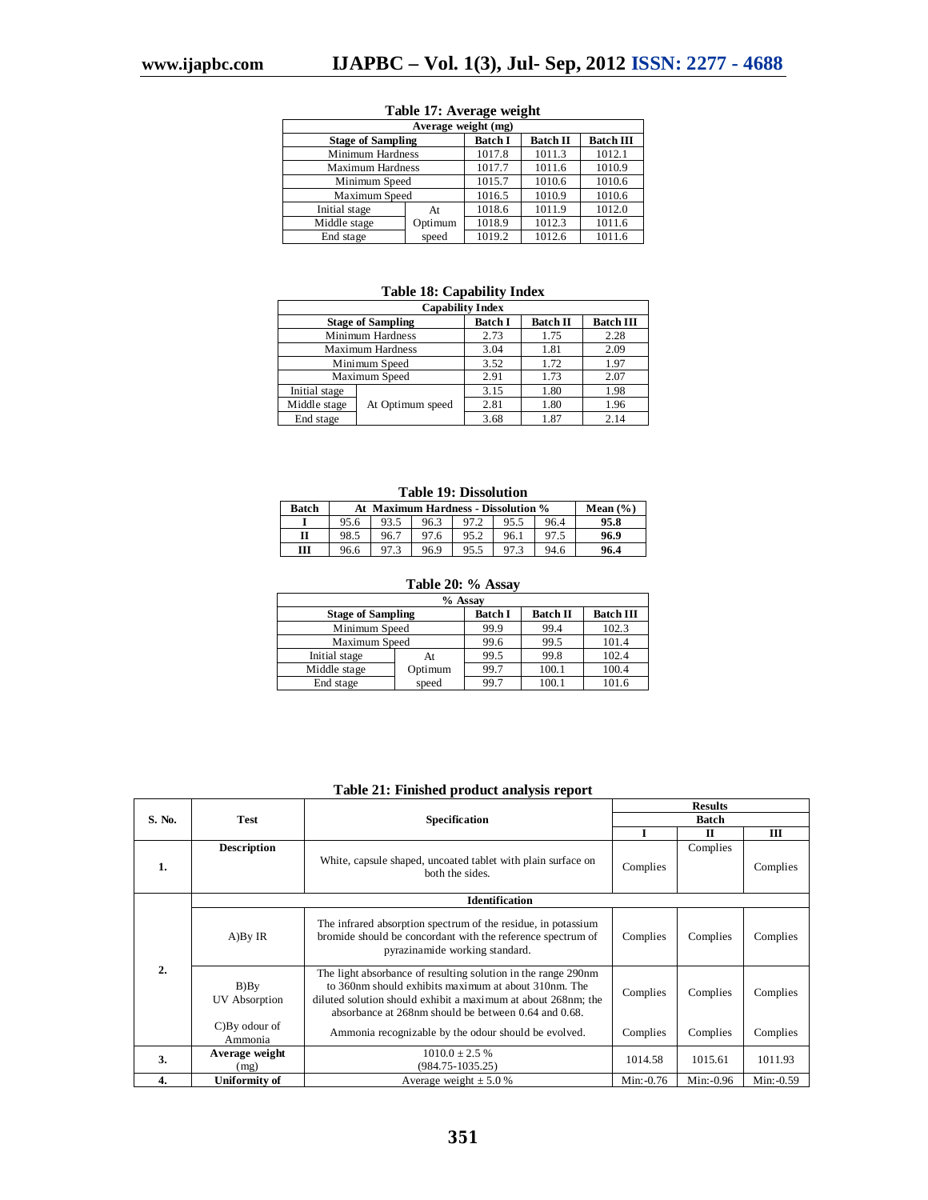**Table 17: Average weight**

| Average weight (mg) | | | | |
|---|---|---|---|---|
| Stage of Sampling | | Batch I | Batch II | Batch III |
| Minimum Hardness | | 1017.8 | 1011.3 | 1012.1 |
| Maximum Hardness | | 1017.7 | 1011.6 | 1010.9 |
| Minimum Speed | | 1015.7 | 1010.6 | 1010.6 |
| Maximum Speed | | 1016.5 | 1010.9 | 1010.6 |
| Initial stage | At Optimum speed | 1018.6 | 1011.9 | 1012.0 |
| Middle stage | | 1018.9 | 1012.3 | 1011.6 |
| End stage | | 1019.2 | 1012.6 | 1011.6 |

**Table 18: Capability Index**

| Capability Index | | | | |
|---|---|---|---|---|
| Stage of Sampling | | Batch I | Batch II | Batch III |
| Minimum Hardness | | 2.73 | 1.75 | 2.28 |
| Maximum Hardness | | 3.04 | 1.81 | 2.09 |
| Minimum Speed | | 3.52 | 1.72 | 1.97 |
| Maximum Speed | | 2.91 | 1.73 | 2.07 |
| Initial stage | At Optimum speed | 3.15 | 1.80 | 1.98 |
| Middle stage | | 2.81 | 1.80 | 1.96 |
| End stage | | 3.68 | 1.87 | 2.14 |

**Table 19: Dissolution**

| Batch | At Maximum Hardness - Dissolution % | | | | | | Mean (%) |
|---|---|---|---|---|---|---|---|
| **I** | 95.6 | 93.5 | 96.3 | 97.2 | 95.5 | 96.4 | **95.8** |
| **II** | 98.5 | 96.7 | 97.6 | 95.2 | 96.1 | 97.5 | **96.9** |
| **III** | 96.6 | 97.3 | 96.9 | 95.5 | 97.3 | 94.6 | **96.4** |

**Table 20: % Assay**

| % Assay | | | | |
|---|---|---|---|---|
| Stage of Sampling | | Batch I | Batch II | Batch III |
| Minimum Speed | | 99.9 | 99.4 | 102.3 |
| Maximum Speed | | 99.6 | 99.5 | 101.4 |
| Initial stage | At Optimum speed | 99.5 | 99.8 | 102.4 |
| Middle stage | | 99.7 | 100.1 | 100.4 |
| End stage | | 99.7 | 100.1 | 101.6 |

**Table 21: Finished product analysis report**

| S. No. | Test | Specification | Results | | |
|---|---|---|---|---|---|
| | | | Batch | | |
| | | | I | II | III |
| **1.** | **Description** | White, capsule shaped, uncoated tablet with plain surface on both the sides. | Complies | Complies | Complies |
| **2.** | **Identification** | | | | |
| | A)By IR | The infrared absorption spectrum of the residue, in potassium bromide should be concordant with the reference spectrum of pyrazinamide working standard. | Complies | Complies | Complies |
| | B)By UV Absorption | The light absorbance of resulting solution in the range 290nm to 360nm should exhibits maximum at about 310nm. The diluted solution should exhibit a maximum at about 268nm; the absorbance at 268nm should be between 0.64 and 0.68. | Complies | Complies | Complies |
| | C)By odour of Ammonia | Ammonia recognizable by the odour should be evolved. | Complies | Complies | Complies |
| **3.** | **Average weight** (mg) | 1010.0 ± 2.5 % (984.75-1035.25) | 1014.58 | 1015.61 | 1011.93 |
| **4.** | **Uniformity of** | Average weight ± 5.0 % | Min:-0.76 | Min:-0.96 | Min:-0.59 |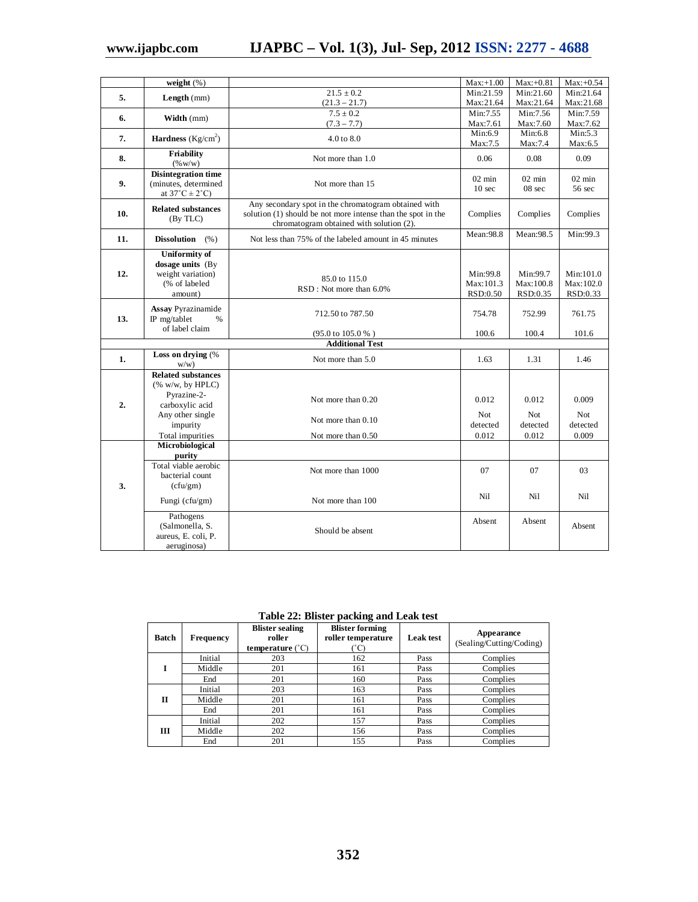| | weight (%) | | Max:+1.00 | Max:+0.81 | Max:+0.54 |
|---|---|---|---|---|---|
| **5.** | **Length** (mm) | 21.5 ± 0.2 (21.3 – 21.7) | Min:21.59 Max:21.64 | Min:21.60 Max:21.64 | Min:21.64 Max:21.68 |
| **6.** | **Width** (mm) | 7.5 ± 0.2 (7.3 – 7.7) | Min:7.55 Max:7.61 | Min:7.56 Max:7.60 | Min:7.59 Max:7.62 |
| **7.** | **Hardness** ($Kg/cm^2$) | 4.0 to 8.0 | Min:6.9 Max:7.5 | Min:6.8 Max:7.4 | Min:5.3 Max:6.5 |
| **8.** | **Friability** (%w/w) | Not more than 1.0 | 0.06 | 0.08 | 0.09 |
| **9.** | **Disintegration time** (minutes, determined at 37˚C ± 2˚C) | Not more than 15 | 02 min 10 sec | 02 min 08 sec | 02 min 56 sec |
| **10.** | **Related substances** (By TLC) | Any secondary spot in the chromatogram obtained with solution (1) should be not more intense than the spot in the chromatogram obtained with solution (2). | Complies | Complies | Complies |
| **11.** | **Dissolution** (%) | Not less than 75% of the labeled amount in 45 minutes | Mean:98.8 | Mean:98.5 | Min:99.3 |
| **12.** | **Uniformity of dosage units** (By weight variation) (% of labeled amount) | 85.0 to 115.0 RSD : Not more than 6.0% | Min:99.8 Max:101.3 RSD:0.50 | Min:99.7 Max:100.8 RSD:0.35 | Min:101.0 Max:102.0 RSD:0.33 |
| **13.** | **Assay** Pyrazinamide IP mg/tablet % of label claim | 712.50 to 787.50 (95.0 to 105.0 %) | 754.78 100.6 | 752.99 100.4 | 761.75 101.6 |
| | | **Additional Test** | | | |
| **1.** | **Loss on drying** (% w/w) | Not more than 5.0 | 1.63 | 1.31 | 1.46 |
| **2.** | **Related substances** (% w/w, by HPLC) Pyrazine-2-carboxylic acid | Not more than 0.20 | 0.012 | 0.012 | 0.009 |
| | Any other single impurity | Not more than 0.10 | Not detected | Not detected | Not detected |
| | Total impurities | Not more than 0.50 | 0.012 | 0.012 | 0.009 |
| **3.** | **Microbiological purity** | | | | |
| | Total viable aerobic bacterial count (cfu/gm) | Not more than 1000 | 07 | 07 | 03 |
| | Fungi (cfu/gm) | Not more than 100 | Nil | Nil | Nil |
| | Pathogens (Salmonella, S. aureus, E. coli, P. aeruginosa) | Should be absent | Absent | Absent | Absent |

**Table 22: Blister packing and Leak test**

| Batch | Frequency | Blister sealing roller temperature (˚C) | Blister forming roller temperature (˚C) | Leak test | Appearance (Sealing/Cutting/Coding) |
|---|---|---|---|---|---|
| **I** | Initial | 203 | 162 | Pass | Complies |
| | Middle | 201 | 161 | Pass | Complies |
| | End | 201 | 160 | Pass | Complies |
| **II** | Initial | 203 | 163 | Pass | Complies |
| | Middle | 201 | 161 | Pass | Complies |
| | End | 201 | 161 | Pass | Complies |
| **III** | Initial | 202 | 157 | Pass | Complies |
| | Middle | 202 | 156 | Pass | Complies |
| | End | 201 | 155 | Pass | Complies |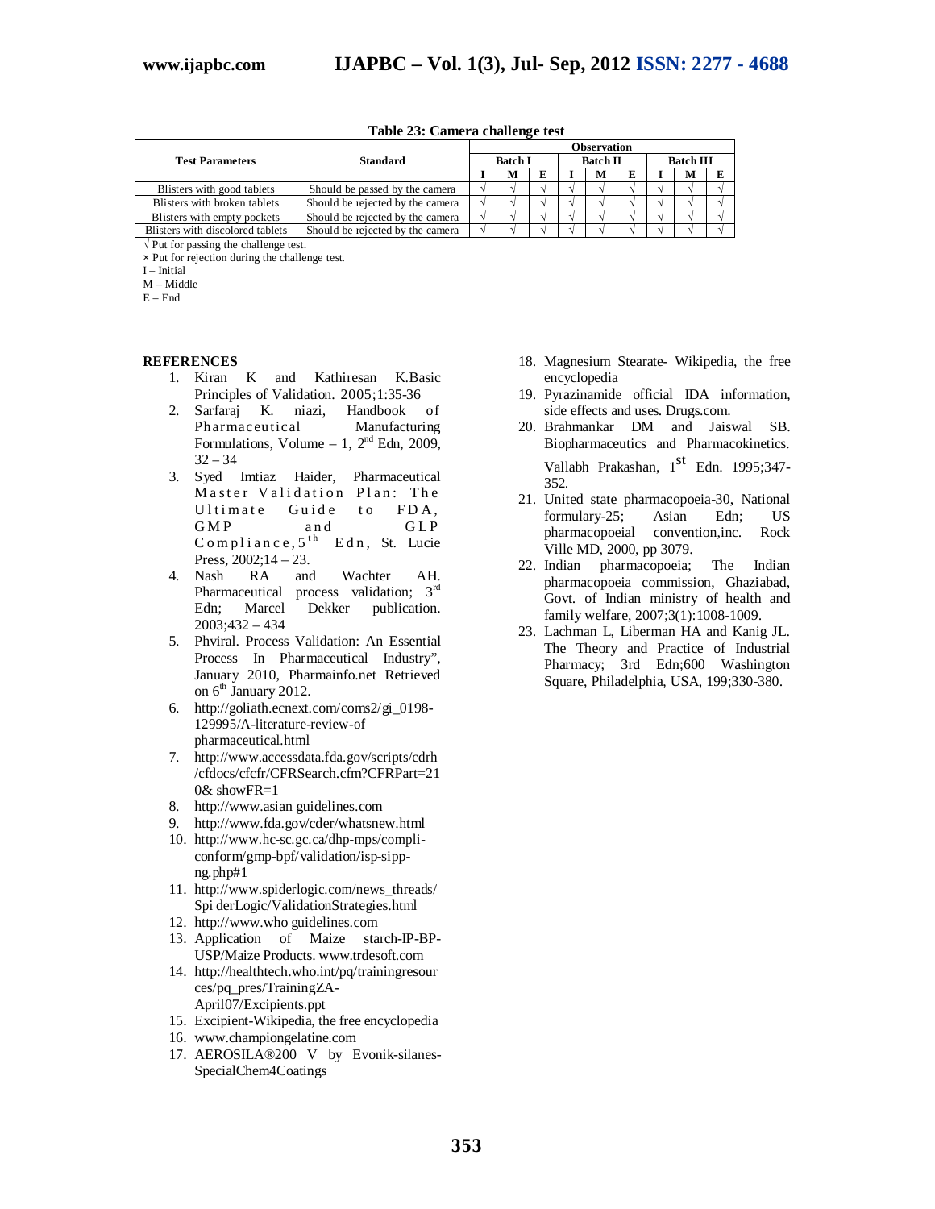**Table 23: Camera challenge test**

| Test Parameters | Standard | Observation | | | | | | | | |
|---|---|---|---|---|---|---|---|---|---|---|
| | | Batch I | | | Batch II | | | Batch III | | |
| | | I | M | E | I | M | E | I | M | E |
| Blisters with good tablets | Should be passed by the camera | √ | √ | √ | √ | √ | √ | √ | √ | √ |
| Blisters with broken tablets | Should be rejected by the camera | √ | √ | √ | √ | √ | √ | √ | √ | √ |
| Blisters with empty pockets | Should be rejected by the camera | √ | √ | √ | √ | √ | √ | √ | √ | √ |
| Blisters with discolored tablets | Should be rejected by the camera | √ | √ | √ | √ | √ | √ | √ | √ | √ |

√ Put for passing the challenge test.
× Put for rejection during the challenge test.
I – Initial
M – Middle
E – End

## REFERENCES

1. Kiran K and Kathiresan K.Basic Principles of Validation. 2005;1:35-36
2. Sarfaraj K. niazi, Handbook of Pharmaceutical Manufacturing Formulations, Volume – 1, 2nd Edn, 2009, 32 – 34
3. Syed Imtiaz Haider, Pharmaceutical Master Validation Plan: The Ultimate Guide to FDA, GMP and GLP Compliance, 5th Edn, St. Lucie Press, 2002;14 – 23.
4. Nash RA and Wachter AH. Pharmaceutical process validation; 3rd Edn; Marcel Dekker publication. 2003;432 – 434
5. Phviral. Process Validation: An Essential Process In Pharmaceutical Industry", January 2010, Pharmainfo.net Retrieved on 6th January 2012.
6. http://goliath.ecnext.com/coms2/gi_0198-129995/A-literature-review-of pharmaceutical.html
7. http://www.accessdata.fda.gov/scripts/cdrh /cfdocs/cfcfr/CFRSearch.cfm?CFRPart=21 0& showFR=1
8. http://www.asian guidelines.com
9. http://www.fda.gov/cder/whatsnew.html
10. http://www.hc-sc.gc.ca/dhp-mps/compli-conform/gmp-bpf/validation/isp-sipp-ng.php#1
11. http://www.spiderlogic.com/news_threads/ Spi derLogic/ValidationStrategies.html
12. http://www.who guidelines.com
13. Application of Maize starch-IP-BP-USP/Maize Products. www.trdesoft.com
14. http://healthtech.who.int/pq/trainingresour ces/pq_pres/TrainingZA-April07/Excipients.ppt
15. Excipient-Wikipedia, the free encyclopedia
16. www.championgelatine.com
17. AEROSILA®200 V by Evonik-silanes-SpecialChem4Coatings
18. Magnesium Stearate- Wikipedia, the free encyclopedia
19. Pyrazinamide official IDA information, side effects and uses. Drugs.com.
20. Brahmankar DM and Jaiswal SB. Biopharmaceutics and Pharmacokinetics. Vallabh Prakashan, 1st Edn. 1995;347-352.
21. United state pharmacopoeia-30, National formulary-25; Asian Edn; US pharmacopoeial convention,inc. Rock Ville MD, 2000, pp 3079.
22. Indian pharmacopoeia; The Indian pharmacopoeia commission, Ghaziabad, Govt. of Indian ministry of health and family welfare, 2007;3(1):1008-1009.
23. Lachman L, Liberman HA and Kanig JL. The Theory and Practice of Industrial Pharmacy; 3rd Edn;600 Washington Square, Philadelphia, USA, 199;330-380.